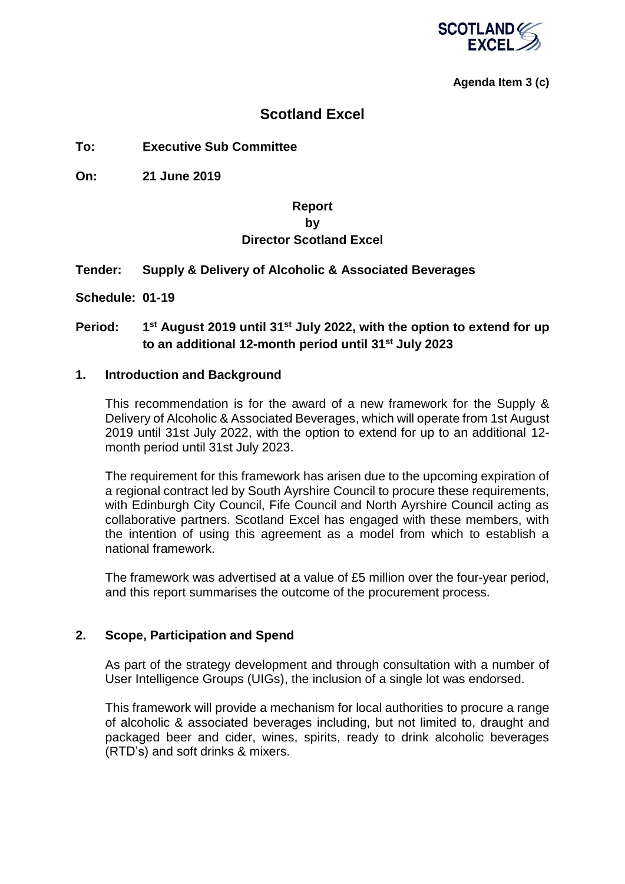**Agenda Item 3 (c)**

# Scotland Excel

**To:** **Executive Sub Committee**

**On:** **21 June 2019**

**Report**
**by**
**Director Scotland Excel**

**Tender:** **Supply & Delivery of Alcoholic & Associated Beverages**

**Schedule: 01-19**

**Period:** **1st August 2019 until 31st July 2022, with the option to extend for up to an additional 12-month period until 31st July 2023**

## 1. Introduction and Background

This recommendation is for the award of a new framework for the Supply & Delivery of Alcoholic & Associated Beverages, which will operate from 1st August 2019 until 31st July 2022, with the option to extend for up to an additional 12-month period until 31st July 2023.

The requirement for this framework has arisen due to the upcoming expiration of a regional contract led by South Ayrshire Council to procure these requirements, with Edinburgh City Council, Fife Council and North Ayrshire Council acting as collaborative partners. Scotland Excel has engaged with these members, with the intention of using this agreement as a model from which to establish a national framework.

The framework was advertised at a value of £5 million over the four-year period, and this report summarises the outcome of the procurement process.

## 2. Scope, Participation and Spend

As part of the strategy development and through consultation with a number of User Intelligence Groups (UIGs), the inclusion of a single lot was endorsed.

This framework will provide a mechanism for local authorities to procure a range of alcoholic & associated beverages including, but not limited to, draught and packaged beer and cider, wines, spirits, ready to drink alcoholic beverages (RTD's) and soft drinks & mixers.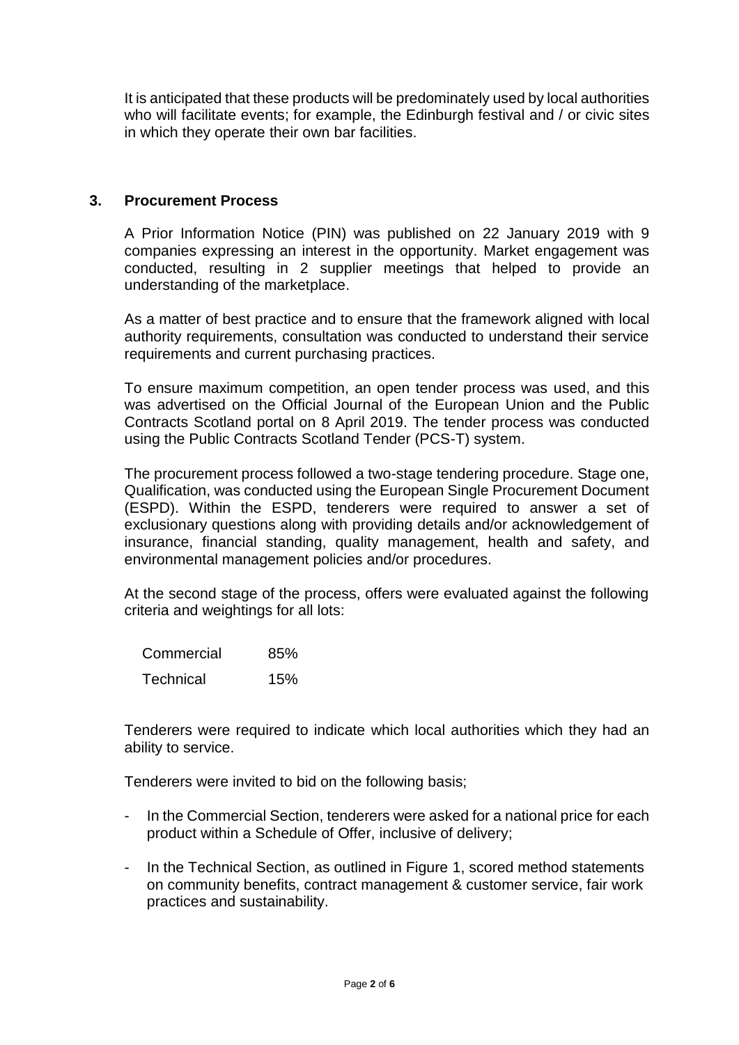It is anticipated that these products will be predominately used by local authorities who will facilitate events; for example, the Edinburgh festival and / or civic sites in which they operate their own bar facilities.

## 3. Procurement Process

A Prior Information Notice (PIN) was published on 22 January 2019 with 9 companies expressing an interest in the opportunity. Market engagement was conducted, resulting in 2 supplier meetings that helped to provide an understanding of the marketplace.

As a matter of best practice and to ensure that the framework aligned with local authority requirements, consultation was conducted to understand their service requirements and current purchasing practices.

To ensure maximum competition, an open tender process was used, and this was advertised on the Official Journal of the European Union and the Public Contracts Scotland portal on 8 April 2019. The tender process was conducted using the Public Contracts Scotland Tender (PCS-T) system.

The procurement process followed a two-stage tendering procedure. Stage one, Qualification, was conducted using the European Single Procurement Document (ESPD). Within the ESPD, tenderers were required to answer a set of exclusionary questions along with providing details and/or acknowledgement of insurance, financial standing, quality management, health and safety, and environmental management policies and/or procedures.

At the second stage of the process, offers were evaluated against the following criteria and weightings for all lots:

| | |
|---|---|
| Commercial | 85% |
| Technical | 15% |

Tenderers were required to indicate which local authorities which they had an ability to service.

Tenderers were invited to bid on the following basis;

- In the Commercial Section, tenderers were asked for a national price for each product within a Schedule of Offer, inclusive of delivery;
- In the Technical Section, as outlined in Figure 1, scored method statements on community benefits, contract management & customer service, fair work practices and sustainability.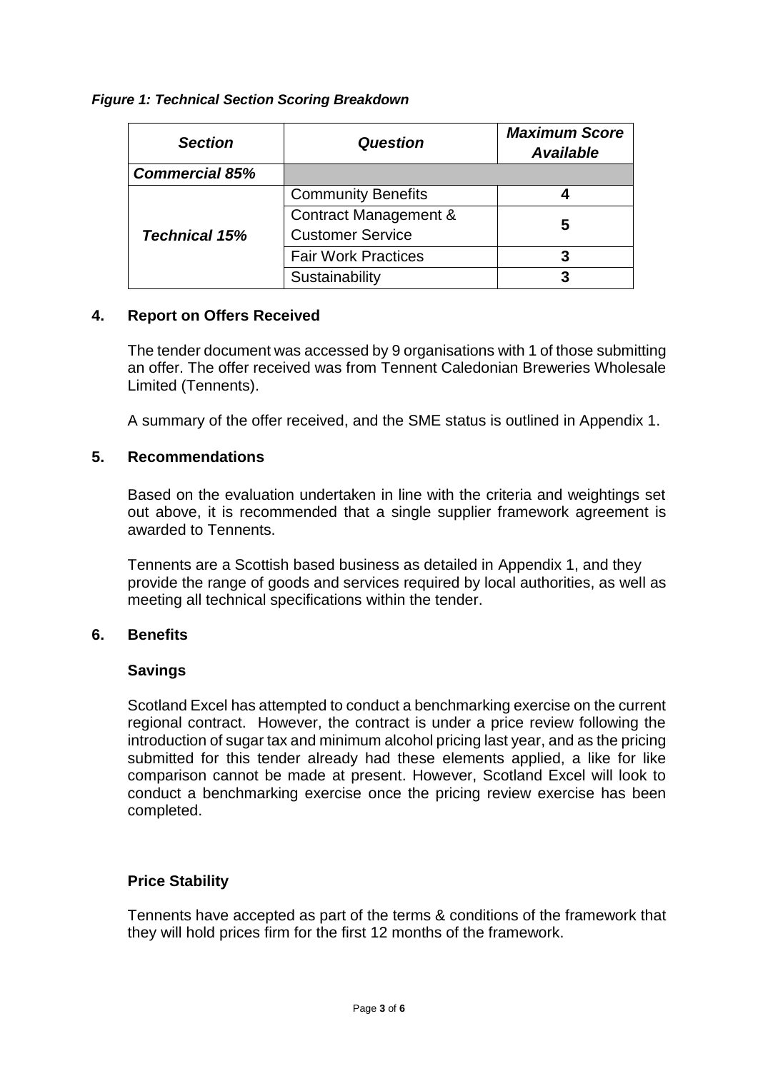*Figure 1: Technical Section Scoring Breakdown*

| *Section* | *Question* | *Maximum Score Available* |
|---|---|---|
| *Commercial 85%* | | |
| *Technical 15%* | Community Benefits | 4 |
| | Contract Management & Customer Service | 5 |
| | Fair Work Practices | 3 |
| | Sustainability | 3 |

## 4. Report on Offers Received

The tender document was accessed by 9 organisations with 1 of those submitting an offer. The offer received was from Tennent Caledonian Breweries Wholesale Limited (Tennents).

A summary of the offer received, and the SME status is outlined in Appendix 1.

## 5. Recommendations

Based on the evaluation undertaken in line with the criteria and weightings set out above, it is recommended that a single supplier framework agreement is awarded to Tennents.

Tennents are a Scottish based business as detailed in Appendix 1, and they provide the range of goods and services required by local authorities, as well as meeting all technical specifications within the tender.

## 6. Benefits

### Savings

Scotland Excel has attempted to conduct a benchmarking exercise on the current regional contract. However, the contract is under a price review following the introduction of sugar tax and minimum alcohol pricing last year, and as the pricing submitted for this tender already had these elements applied, a like for like comparison cannot be made at present. However, Scotland Excel will look to conduct a benchmarking exercise once the pricing review exercise has been completed.

### Price Stability

Tennents have accepted as part of the terms & conditions of the framework that they will hold prices firm for the first 12 months of the framework.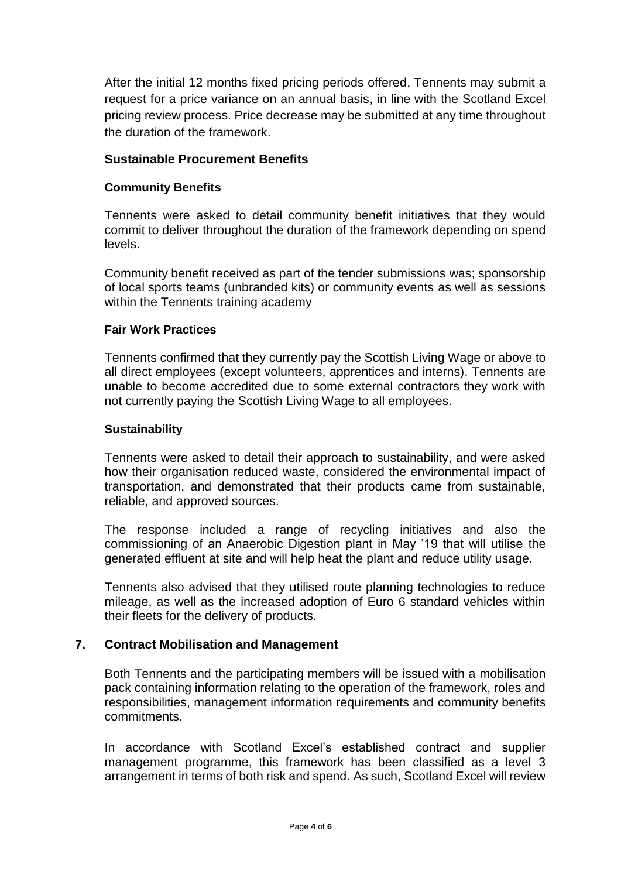After the initial 12 months fixed pricing periods offered, Tennents may submit a request for a price variance on an annual basis, in line with the Scotland Excel pricing review process. Price decrease may be submitted at any time throughout the duration of the framework.

**Sustainable Procurement Benefits**

**Community Benefits**

Tennents were asked to detail community benefit initiatives that they would commit to deliver throughout the duration of the framework depending on spend levels.

Community benefit received as part of the tender submissions was; sponsorship of local sports teams (unbranded kits) or community events as well as sessions within the Tennents training academy

**Fair Work Practices**

Tennents confirmed that they currently pay the Scottish Living Wage or above to all direct employees (except volunteers, apprentices and interns). Tennents are unable to become accredited due to some external contractors they work with not currently paying the Scottish Living Wage to all employees.

**Sustainability**

Tennents were asked to detail their approach to sustainability, and were asked how their organisation reduced waste, considered the environmental impact of transportation, and demonstrated that their products came from sustainable, reliable, and approved sources.

The response included a range of recycling initiatives and also the commissioning of an Anaerobic Digestion plant in May '19 that will utilise the generated effluent at site and will help heat the plant and reduce utility usage.

Tennents also advised that they utilised route planning technologies to reduce mileage, as well as the increased adoption of Euro 6 standard vehicles within their fleets for the delivery of products.

## 7. Contract Mobilisation and Management

Both Tennents and the participating members will be issued with a mobilisation pack containing information relating to the operation of the framework, roles and responsibilities, management information requirements and community benefits commitments.

In accordance with Scotland Excel's established contract and supplier management programme, this framework has been classified as a level 3 arrangement in terms of both risk and spend. As such, Scotland Excel will review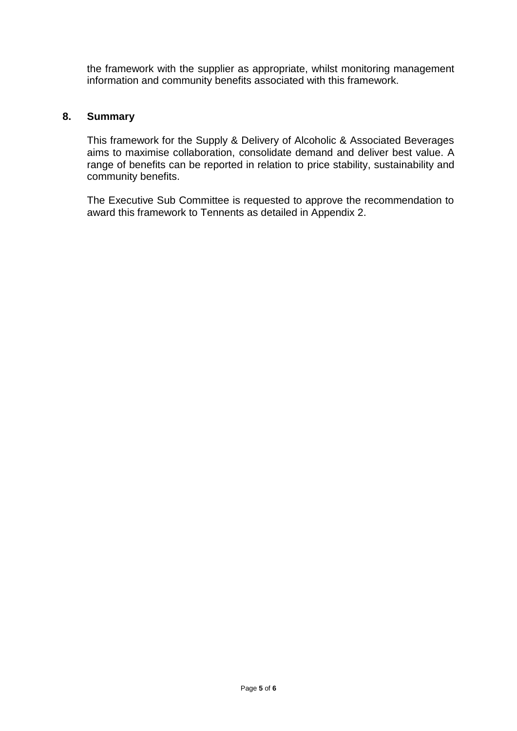the framework with the supplier as appropriate, whilst monitoring management information and community benefits associated with this framework.

## 8. Summary

This framework for the Supply & Delivery of Alcoholic & Associated Beverages aims to maximise collaboration, consolidate demand and deliver best value. A range of benefits can be reported in relation to price stability, sustainability and community benefits.

The Executive Sub Committee is requested to approve the recommendation to award this framework to Tennents as detailed in Appendix 2.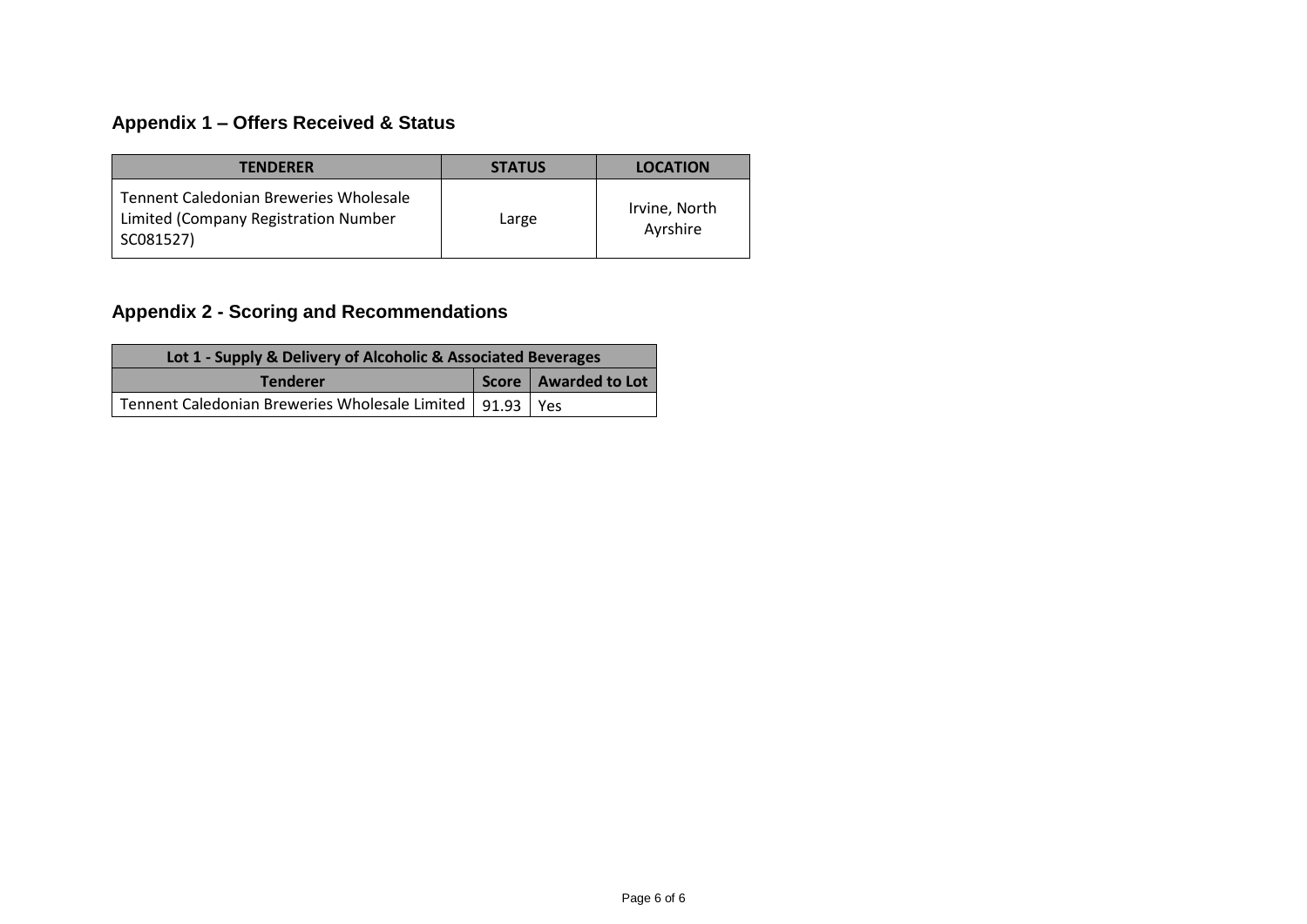## Appendix 1 – Offers Received & Status

| TENDERER | STATUS | LOCATION |
|---|---|---|
| Tennent Caledonian Breweries Wholesale Limited (Company Registration Number SC081527) | Large | Irvine, North Ayrshire |

## Appendix 2 - Scoring and Recommendations

| Lot 1 - Supply & Delivery of Alcoholic & Associated Beverages | | |
|---|---|---|
| **Tenderer** | **Score** | **Awarded to Lot** |
| Tennent Caledonian Breweries Wholesale Limited | 91.93 | Yes |